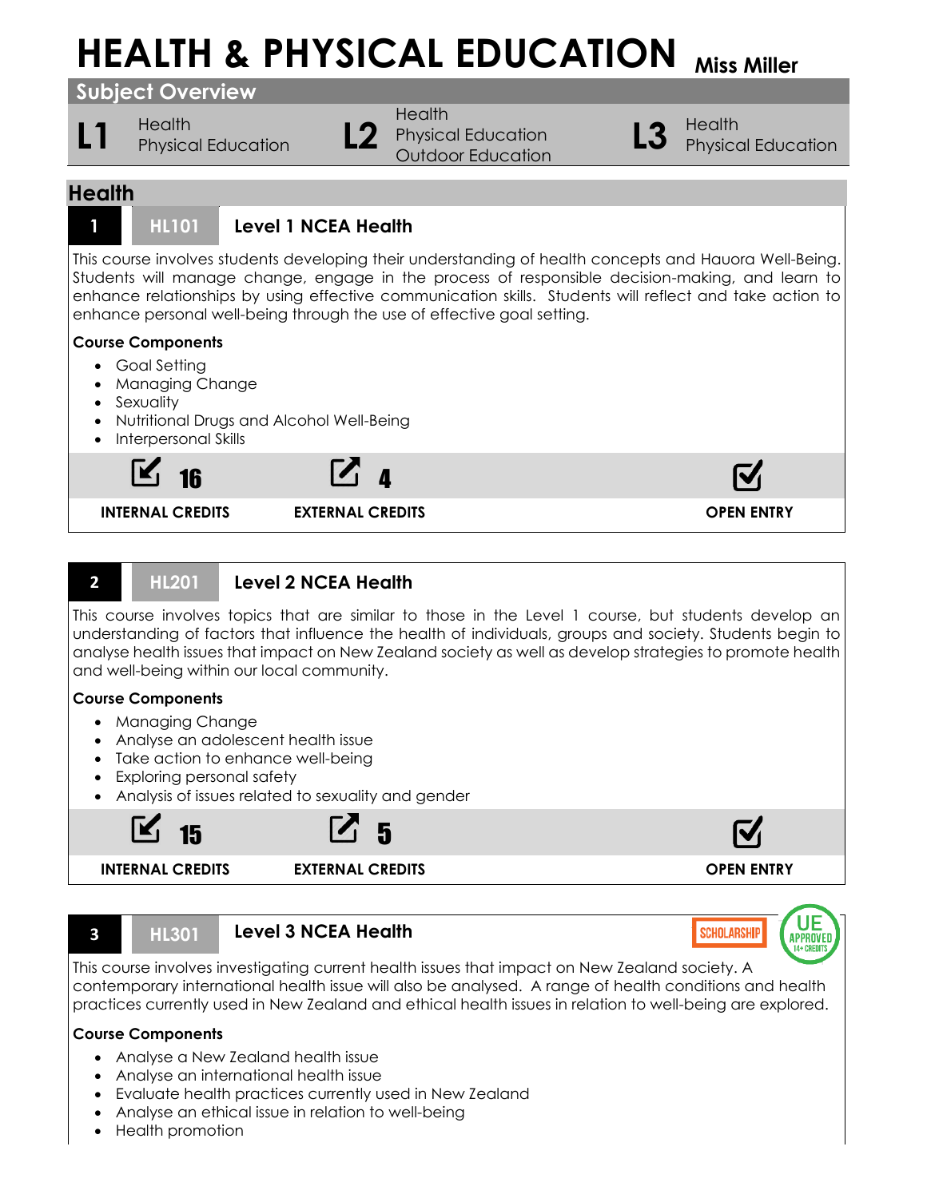# HEALTH & PHYSICAL EDUCATION Miss Miller

## Subject Overview

| L1 | L2 | L3 |
|---|---|---|
| Health<br>Physical Education | Health<br>Physical Education<br>Outdoor Education | Health<br>Physical Education |

## Health

### 1 HL101 Level 1 NCEA Health

This course involves students developing their understanding of health concepts and Hauora Well-Being. Students will manage change, engage in the process of responsible decision-making, and learn to enhance relationships by using effective communication skills. Students will reflect and take action to enhance personal well-being through the use of effective goal setting.

**Course Components**

- Goal Setting
- Managing Change
- Sexuality
- Nutritional Drugs and Alcohol Well-Being
- Interpersonal Skills

| INTERNAL CREDITS | EXTERNAL CREDITS | OPEN ENTRY |
|---|---|---|
| 16 | 4 | ✓ |

### 2 HL201 Level 2 NCEA Health

This course involves topics that are similar to those in the Level 1 course, but students develop an understanding of factors that influence the health of individuals, groups and society. Students begin to analyse health issues that impact on New Zealand society as well as develop strategies to promote health and well-being within our local community.

**Course Components**

- Managing Change
- Analyse an adolescent health issue
- Take action to enhance well-being
- Exploring personal safety
- Analysis of issues related to sexuality and gender

| INTERNAL CREDITS | EXTERNAL CREDITS | OPEN ENTRY |
|---|---|---|
| 15 | 5 | ✓ |

### 3 HL301 Level 3 NCEA Health

SCHOLARSHIP | UE APPROVED 14+ CREDITS

This course involves investigating current health issues that impact on New Zealand society. A contemporary international health issue will also be analysed. A range of health conditions and health practices currently used in New Zealand and ethical health issues in relation to well-being are explored.

**Course Components**

- Analyse a New Zealand health issue
- Analyse an international health issue
- Evaluate health practices currently used in New Zealand
- Analyse an ethical issue in relation to well-being
- Health promotion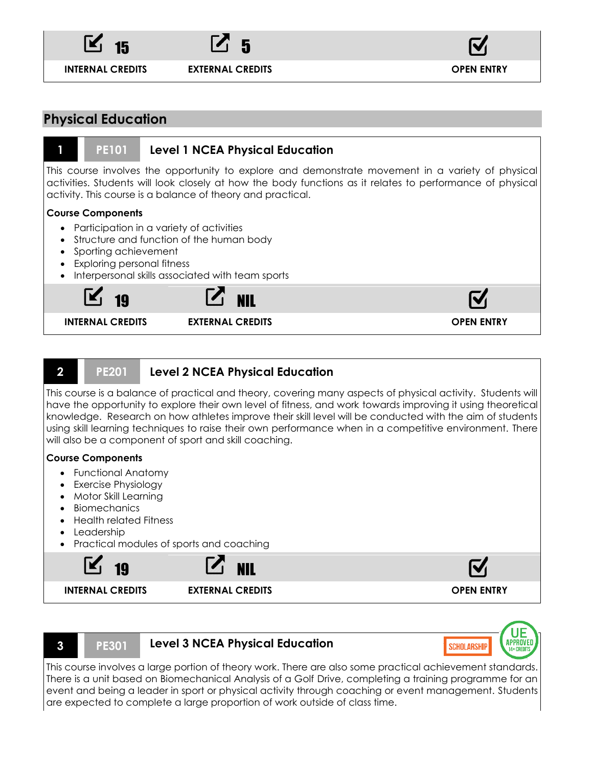| INTERNAL CREDITS | EXTERNAL CREDITS | OPEN ENTRY |
|---|---|---|
| 15 | 5 | ☑ |

## Physical Education

### 1 PE101 Level 1 NCEA Physical Education

This course involves the opportunity to explore and demonstrate movement in a variety of physical activities. Students will look closely at how the body functions as it relates to performance of physical activity. This course is a balance of theory and practical.

**Course Components**

- Participation in a variety of activities
- Structure and function of the human body
- Sporting achievement
- Exploring personal fitness
- Interpersonal skills associated with team sports

| INTERNAL CREDITS | EXTERNAL CREDITS | OPEN ENTRY |
|---|---|---|
| 19 | NIL | ☑ |

### 2 PE201 Level 2 NCEA Physical Education

This course is a balance of practical and theory, covering many aspects of physical activity. Students will have the opportunity to explore their own level of fitness, and work towards improving it using theoretical knowledge. Research on how athletes improve their skill level will be conducted with the aim of students using skill learning techniques to raise their own performance when in a competitive environment. There will also be a component of sport and skill coaching.

**Course Components**

- Functional Anatomy
- Exercise Physiology
- Motor Skill Learning
- Biomechanics
- Health related Fitness
- Leadership
- Practical modules of sports and coaching

| INTERNAL CREDITS | EXTERNAL CREDITS | OPEN ENTRY |
|---|---|---|
| 19 | NIL | ☑ |

### 3 PE301 Level 3 NCEA Physical Education

SCHOLARSHIP | UE APPROVED 14+ CREDITS

This course involves a large portion of theory work. There are also some practical achievement standards. There is a unit based on Biomechanical Analysis of a Golf Drive, completing a training programme for an event and being a leader in sport or physical activity through coaching or event management. Students are expected to complete a large proportion of work outside of class time.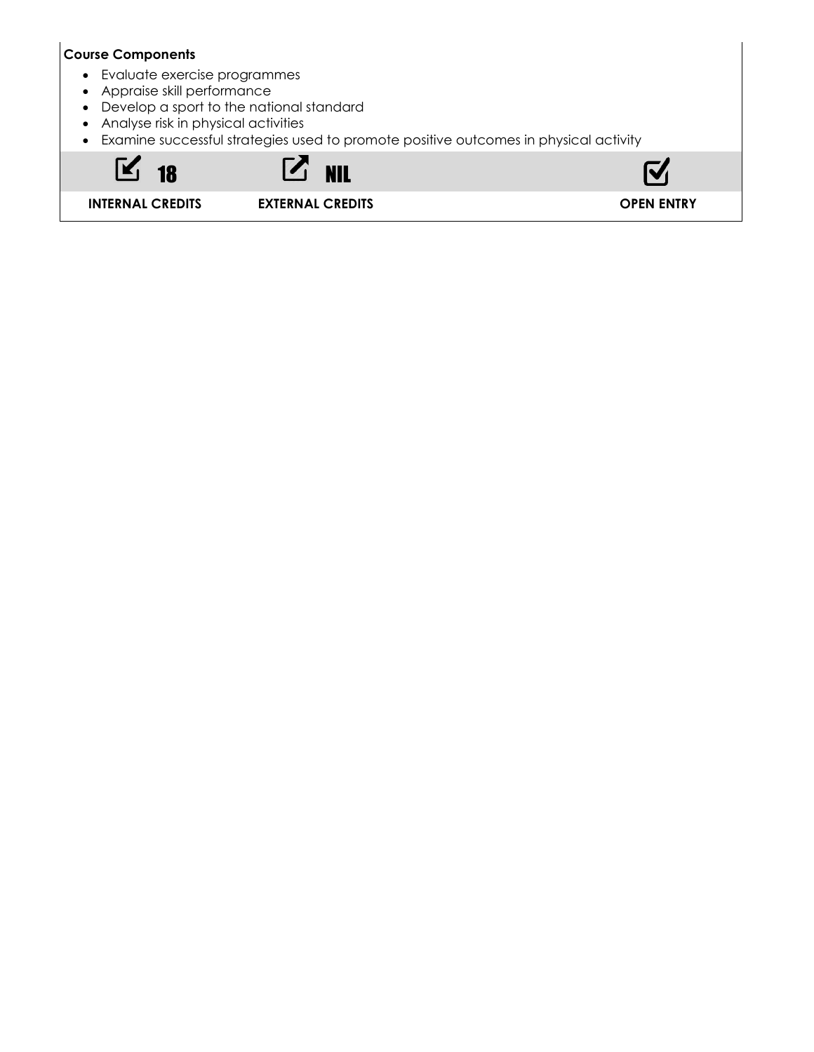**Course Components**

- Evaluate exercise programmes
- Appraise skill performance
- Develop a sport to the national standard
- Analyse risk in physical activities
- Examine successful strategies used to promote positive outcomes in physical activity

| 18 | NIL | |
| --- | --- | --- |
| INTERNAL CREDITS | EXTERNAL CREDITS | OPEN ENTRY |